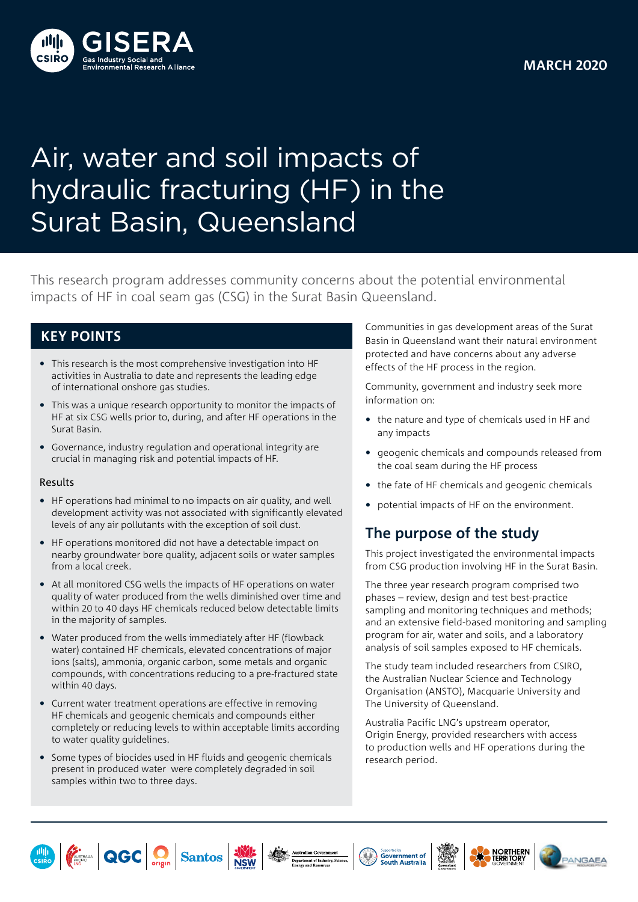GISERA

Gas Industry Social and Environmental Research Alliance

MARCH 2020

# Air, water and soil impacts of hydraulic fracturing (HF) in the Surat Basin, Queensland

This research program addresses community concerns about the potential environmental impacts of HF in coal seam gas (CSG) in the Surat Basin Queensland.

## KEY POINTS

- This research is the most comprehensive investigation into HF activities in Australia to date and represents the leading edge of international onshore gas studies.
- This was a unique research opportunity to monitor the impacts of HF at six CSG wells prior to, during, and after HF operations in the Surat Basin.
- Governance, industry regulation and operational integrity are crucial in managing risk and potential impacts of HF.

### Results

- HF operations had minimal to no impacts on air quality, and well development activity was not associated with significantly elevated levels of any air pollutants with the exception of soil dust.
- HF operations monitored did not have a detectable impact on nearby groundwater bore quality, adjacent soils or water samples from a local creek.
- At all monitored CSG wells the impacts of HF operations on water quality of water produced from the wells diminished over time and within 20 to 40 days HF chemicals reduced below detectable limits in the majority of samples.
- Water produced from the wells immediately after HF (flowback water) contained HF chemicals, elevated concentrations of major ions (salts), ammonia, organic carbon, some metals and organic compounds, with concentrations reducing to a pre-fractured state within 40 days.
- Current water treatment operations are effective in removing HF chemicals and geogenic chemicals and compounds either completely or reducing levels to within acceptable limits according to water quality guidelines.
- Some types of biocides used in HF fluids and geogenic chemicals present in produced water were completely degraded in soil samples within two to three days.

Communities in gas development areas of the Surat Basin in Queensland want their natural environment protected and have concerns about any adverse effects of the HF process in the region.

Community, government and industry seek more information on:

- the nature and type of chemicals used in HF and any impacts
- geogenic chemicals and compounds released from the coal seam during the HF process
- the fate of HF chemicals and geogenic chemicals
- potential impacts of HF on the environment.

## The purpose of the study

This project investigated the environmental impacts from CSG production involving HF in the Surat Basin.

The three year research program comprised two phases – review, design and test best-practice sampling and monitoring techniques and methods; and an extensive field-based monitoring and sampling program for air, water and soils, and a laboratory analysis of soil samples exposed to HF chemicals.

The study team included researchers from CSIRO, the Australian Nuclear Science and Technology Organisation (ANSTO), Macquarie University and The University of Queensland.

Australia Pacific LNG's upstream operator, Origin Energy, provided researchers with access to production wells and HF operations during the research period.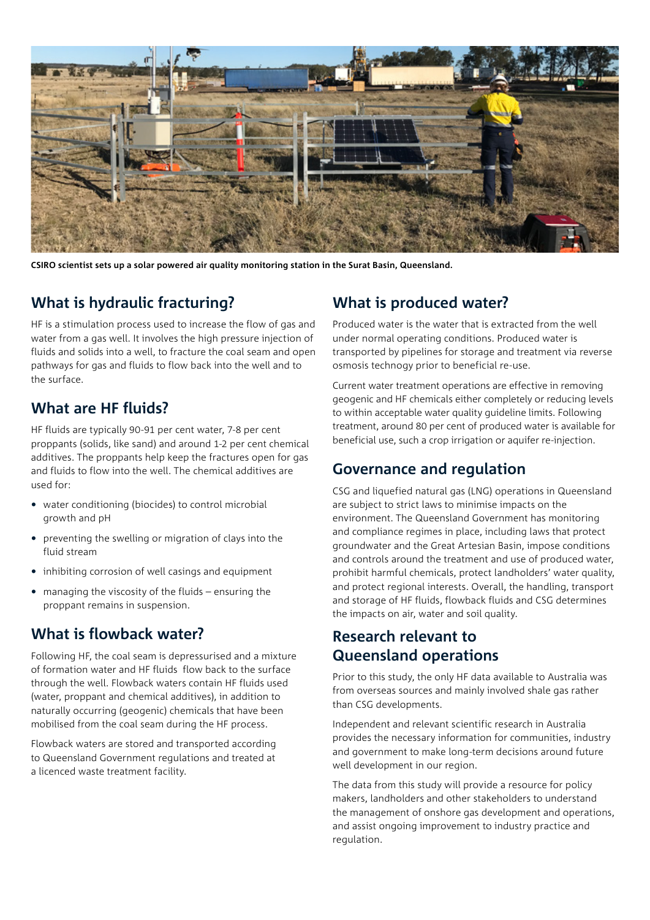CSIRO scientist sets up a solar powered air quality monitoring station in the Surat Basin, Queensland.

## What is hydraulic fracturing?

HF is a stimulation process used to increase the flow of gas and water from a gas well. It involves the high pressure injection of fluids and solids into a well, to fracture the coal seam and open pathways for gas and fluids to flow back into the well and to the surface.

## What are HF fluids?

HF fluids are typically 90-91 per cent water, 7-8 per cent proppants (solids, like sand) and around 1-2 per cent chemical additives. The proppants help keep the fractures open for gas and fluids to flow into the well. The chemical additives are used for:

- water conditioning (biocides) to control microbial growth and pH
- preventing the swelling or migration of clays into the fluid stream
- inhibiting corrosion of well casings and equipment
- managing the viscosity of the fluids – ensuring the proppant remains in suspension.

## What is flowback water?

Following HF, the coal seam is depressurised and a mixture of formation water and HF fluids flow back to the surface through the well. Flowback waters contain HF fluids used (water, proppant and chemical additives), in addition to naturally occurring (geogenic) chemicals that have been mobilised from the coal seam during the HF process.

Flowback waters are stored and transported according to Queensland Government regulations and treated at a licenced waste treatment facility.

## What is produced water?

Produced water is the water that is extracted from the well under normal operating conditions. Produced water is transported by pipelines for storage and treatment via reverse osmosis techonogy prior to beneficial re-use.

Current water treatment operations are effective in removing geogenic and HF chemicals either completely or reducing levels to within acceptable water quality guideline limits. Following treatment, around 80 per cent of produced water is available for beneficial use, such a crop irrigation or aquifer re-injection.

## Governance and regulation

CSG and liquefied natural gas (LNG) operations in Queensland are subject to strict laws to minimise impacts on the environment. The Queensland Government has monitoring and compliance regimes in place, including laws that protect groundwater and the Great Artesian Basin, impose conditions and controls around the treatment and use of produced water, prohibit harmful chemicals, protect landholders' water quality, and protect regional interests. Overall, the handling, transport and storage of HF fluids, flowback fluids and CSG determines the impacts on air, water and soil quality.

## Research relevant to Queensland operations

Prior to this study, the only HF data available to Australia was from overseas sources and mainly involved shale gas rather than CSG developments.

Independent and relevant scientific research in Australia provides the necessary information for communities, industry and government to make long-term decisions around future well development in our region.

The data from this study will provide a resource for policy makers, landholders and other stakeholders to understand the management of onshore gas development and operations, and assist ongoing improvement to industry practice and regulation.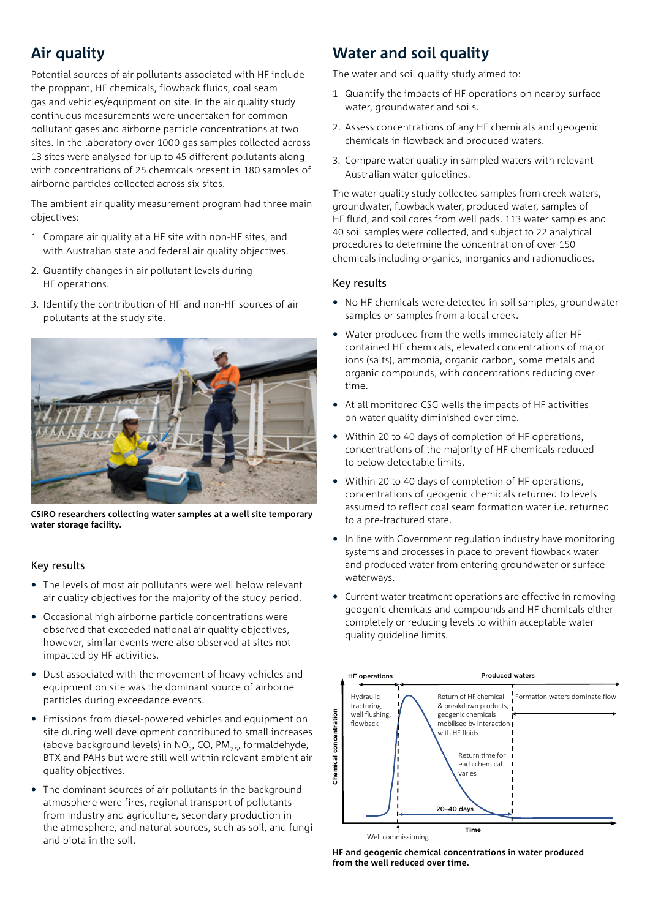## Air quality

Potential sources of air pollutants associated with HF include the proppant, HF chemicals, flowback fluids, coal seam gas and vehicles/equipment on site. In the air quality study continuous measurements were undertaken for common pollutant gases and airborne particle concentrations at two sites. In the laboratory over 1000 gas samples collected across 13 sites were analysed for up to 45 different pollutants along with concentrations of 25 chemicals present in 180 samples of airborne particles collected across six sites.

The ambient air quality measurement program had three main objectives:

1. Compare air quality at a HF site with non-HF sites, and with Australian state and federal air quality objectives.
2. Quantify changes in air pollutant levels during HF operations.
3. Identify the contribution of HF and non-HF sources of air pollutants at the study site.

**CSIRO researchers collecting water samples at a well site temporary water storage facility.**

### Key results

- The levels of most air pollutants were well below relevant air quality objectives for the majority of the study period.
- Occasional high airborne particle concentrations were observed that exceeded national air quality objectives, however, similar events were also observed at sites not impacted by HF activities.
- Dust associated with the movement of heavy vehicles and equipment on site was the dominant source of airborne particles during exceedance events.
- Emissions from diesel-powered vehicles and equipment on site during well development contributed to small increases (above background levels) in $NO_2$, CO, $PM_{2.5}$, formaldehyde, BTX and PAHs but were still well within relevant ambient air quality objectives.
- The dominant sources of air pollutants in the background atmosphere were fires, regional transport of pollutants from industry and agriculture, secondary production in the atmosphere, and natural sources, such as soil, and fungi and biota in the soil.

## Water and soil quality

The water and soil quality study aimed to:

1. Quantify the impacts of HF operations on nearby surface water, groundwater and soils.
2. Assess concentrations of any HF chemicals and geogenic chemicals in flowback and produced waters.
3. Compare water quality in sampled waters with relevant Australian water guidelines.

The water quality study collected samples from creek waters, groundwater, flowback water, produced water, samples of HF fluid, and soil cores from well pads. 113 water samples and 40 soil samples were collected, and subject to 22 analytical procedures to determine the concentration of over 150 chemicals including organics, inorganics and radionuclides.

### Key results

- No HF chemicals were detected in soil samples, groundwater samples or samples from a local creek.
- Water produced from the wells immediately after HF contained HF chemicals, elevated concentrations of major ions (salts), ammonia, organic carbon, some metals and organic compounds, with concentrations reducing over time.
- At all monitored CSG wells the impacts of HF activities on water quality diminished over time.
- Within 20 to 40 days of completion of HF operations, concentrations of the majority of HF chemicals reduced to below detectable limits.
- Within 20 to 40 days of completion of HF operations, concentrations of geogenic chemicals returned to levels assumed to reflect coal seam formation water i.e. returned to a pre-fractured state.
- In line with Government regulation industry have monitoring systems and processes in place to prevent flowback water and produced water from entering groundwater or surface waterways.
- Current water treatment operations are effective in removing geogenic chemicals and compounds and HF chemicals either completely or reducing levels to within acceptable water quality guideline limits.

**HF and geogenic chemical concentrations in water produced from the well reduced over time.**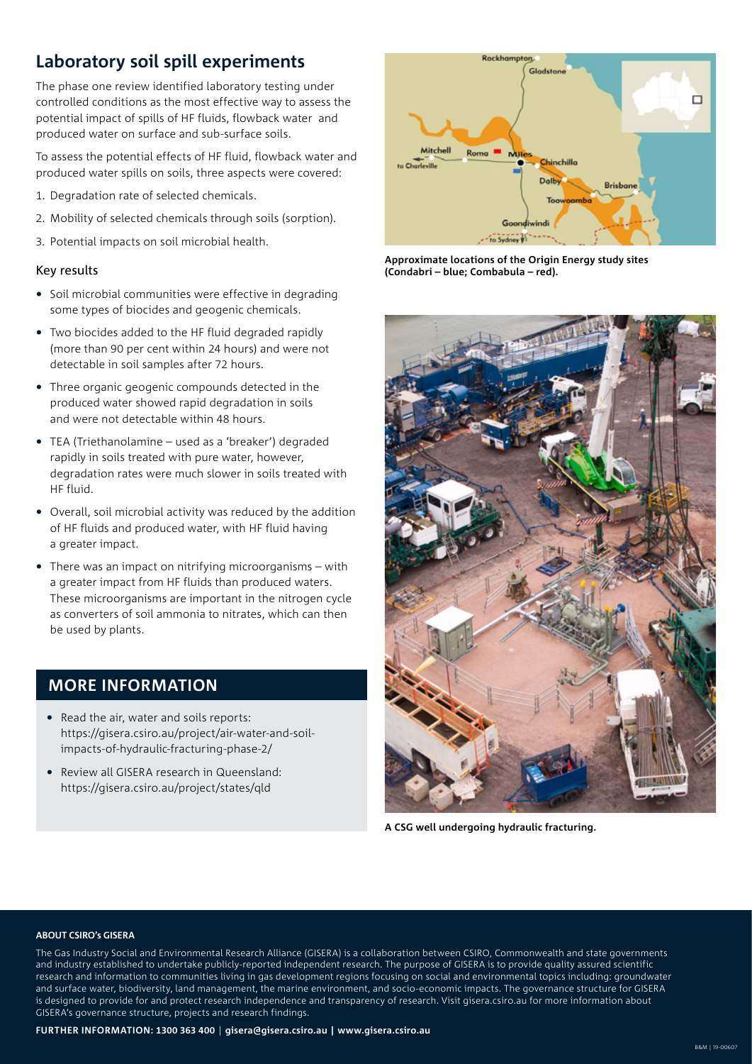## Laboratory soil spill experiments

The phase one review identified laboratory testing under controlled conditions as the most effective way to assess the potential impact of spills of HF fluids, flowback water and produced water on surface and sub-surface soils.

To assess the potential effects of HF fluid, flowback water and produced water spills on soils, three aspects were covered:

1. Degradation rate of selected chemicals.
2. Mobility of selected chemicals through soils (sorption).
3. Potential impacts on soil microbial health.

### Key results

- Soil microbial communities were effective in degrading some types of biocides and geogenic chemicals.
- Two biocides added to the HF fluid degraded rapidly (more than 90 per cent within 24 hours) and were not detectable in soil samples after 72 hours.
- Three organic geogenic compounds detected in the produced water showed rapid degradation in soils and were not detectable within 48 hours.
- TEA (Triethanolamine – used as a 'breaker') degraded rapidly in soils treated with pure water, however, degradation rates were much slower in soils treated with HF fluid.
- Overall, soil microbial activity was reduced by the addition of HF fluids and produced water, with HF fluid having a greater impact.
- There was an impact on nitrifying microorganisms – with a greater impact from HF fluids than produced waters. These microorganisms are important in the nitrogen cycle as converters of soil ammonia to nitrates, which can then be used by plants.

## MORE INFORMATION

- Read the air, water and soils reports: https://gisera.csiro.au/project/air-water-and-soil-impacts-of-hydraulic-fracturing-phase-2/
- Review all GISERA research in Queensland: https://gisera.csiro.au/project/states/qld

Rockhampton
Gladstone
Mitchell
to Charleville
Roma
Miles
Chinchilla
Dalby
Brisbane
Toowoomba
Goondiwindi
to Sydney

**Approximate locations of the Origin Energy study sites (Condabri – blue; Combabula – red).**

**A CSG well undergoing hydraulic fracturing.**

**ABOUT CSIRO's GISERA**

The Gas Industry Social and Environmental Research Alliance (GISERA) is a collaboration between CSIRO, Commonwealth and state governments and industry established to undertake publicly-reported independent research. The purpose of GISERA is to provide quality assured scientific research and information to communities living in gas development regions focusing on social and environmental topics including: groundwater and surface water, biodiversity, land management, the marine environment, and socio-economic impacts. The governance structure for GISERA is designed to provide for and protect research independence and transparency of research. Visit gisera.csiro.au for more information about GISERA's governance structure, projects and research findings.

**FURTHER INFORMATION: 1300 363 400 | gisera@gisera.csiro.au | www.gisera.csiro.au**

B&M | 19-00607